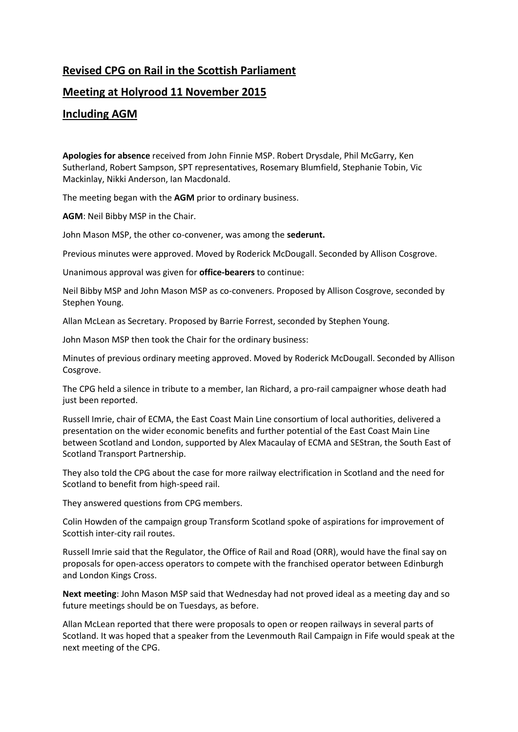# Revised CPG on Rail in the Scottish Parliament

## Meeting at Holyrood 11 November 2015

## Including AGM

**Apologies for absence** received from John Finnie MSP. Robert Drysdale, Phil McGarry, Ken Sutherland, Robert Sampson, SPT representatives, Rosemary Blumfield, Stephanie Tobin, Vic Mackinlay, Nikki Anderson, Ian Macdonald.

The meeting began with the **AGM** prior to ordinary business.

**AGM**: Neil Bibby MSP in the Chair.

John Mason MSP, the other co-convener, was among the **sederunt.**

Previous minutes were approved. Moved by Roderick McDougall. Seconded by Allison Cosgrove.

Unanimous approval was given for **office-bearers** to continue:

Neil Bibby MSP and John Mason MSP as co-conveners. Proposed by Allison Cosgrove, seconded by Stephen Young.

Allan McLean as Secretary. Proposed by Barrie Forrest, seconded by Stephen Young.

John Mason MSP then took the Chair for the ordinary business:

Minutes of previous ordinary meeting approved. Moved by Roderick McDougall. Seconded by Allison Cosgrove.

The CPG held a silence in tribute to a member, Ian Richard, a pro-rail campaigner whose death had just been reported.

Russell Imrie, chair of ECMA, the East Coast Main Line consortium of local authorities, delivered a presentation on the wider economic benefits and further potential of the East Coast Main Line between Scotland and London, supported by Alex Macaulay of ECMA and SEStran, the South East of Scotland Transport Partnership.

They also told the CPG about the case for more railway electrification in Scotland and the need for Scotland to benefit from high-speed rail.

They answered questions from CPG members.

Colin Howden of the campaign group Transform Scotland spoke of aspirations for improvement of Scottish inter-city rail routes.

Russell Imrie said that the Regulator, the Office of Rail and Road (ORR), would have the final say on proposals for open-access operators to compete with the franchised operator between Edinburgh and London Kings Cross.

**Next meeting**: John Mason MSP said that Wednesday had not proved ideal as a meeting day and so future meetings should be on Tuesdays, as before.

Allan McLean reported that there were proposals to open or reopen railways in several parts of Scotland. It was hoped that a speaker from the Levenmouth Rail Campaign in Fife would speak at the next meeting of the CPG.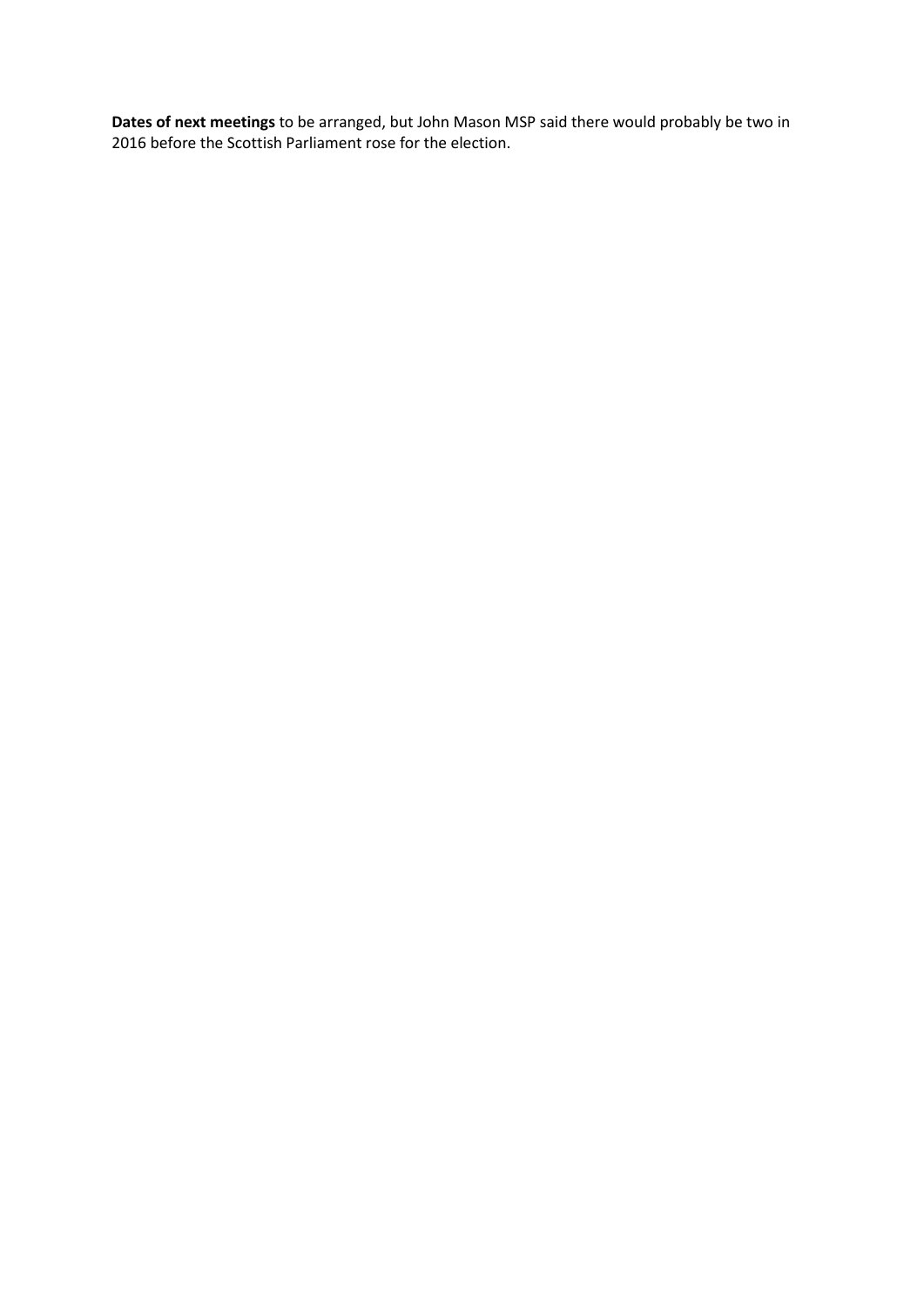**Dates of next meetings** to be arranged, but John Mason MSP said there would probably be two in 2016 before the Scottish Parliament rose for the election.